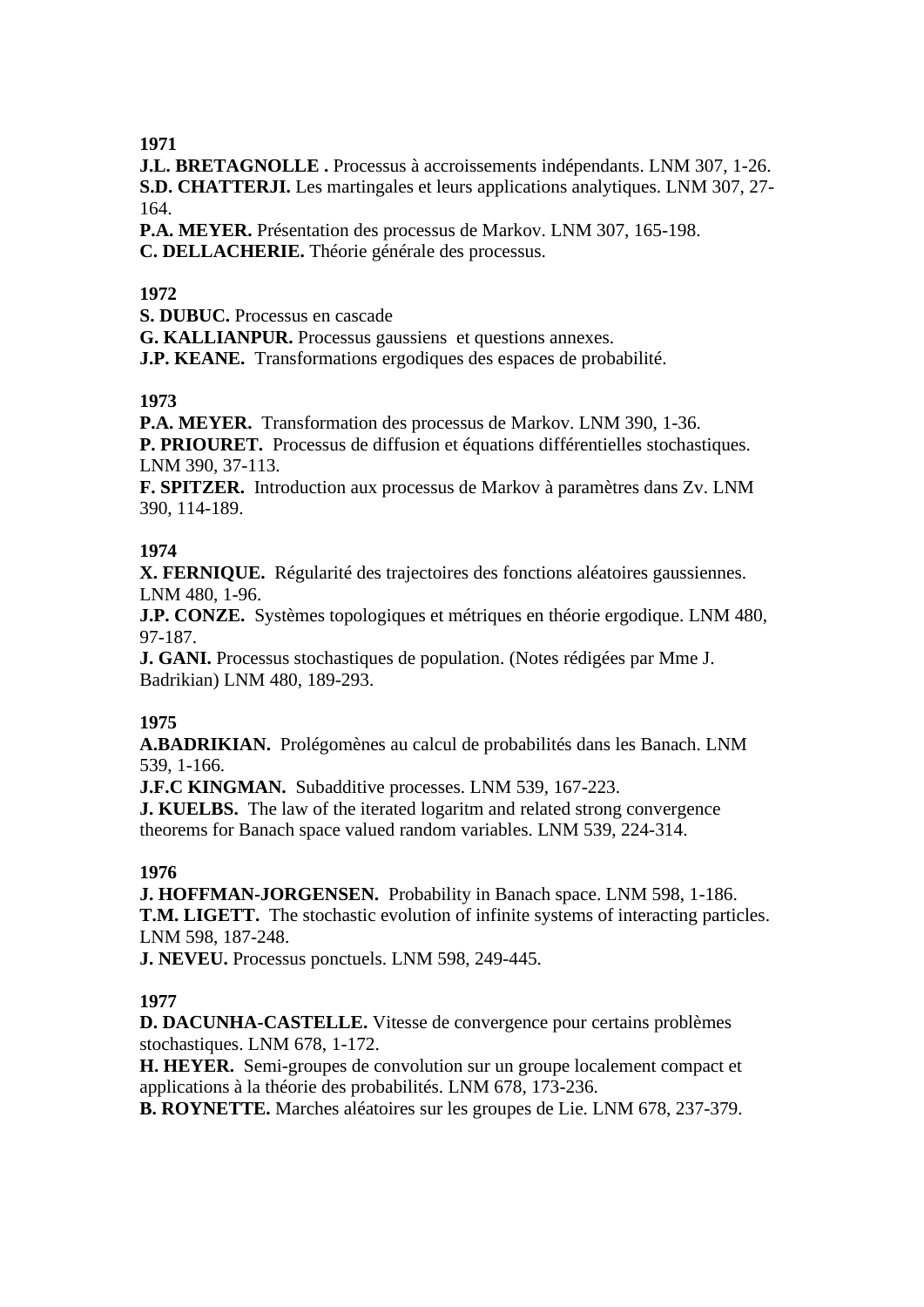**1971**

**J.L. BRETAGNOLLE .** Processus à accroissements indépendants. LNM 307, 1-26.
**S.D. CHATTERJI.** Les martingales et leurs applications analytiques. LNM 307, 27-164.
**P.A. MEYER.** Présentation des processus de Markov. LNM 307, 165-198.
**C. DELLACHERIE.** Théorie générale des processus.

**1972**

**S. DUBUC.** Processus en cascade
**G. KALLIANPUR.** Processus gaussiens et questions annexes.
**J.P. KEANE.** Transformations ergodiques des espaces de probabilité.

**1973**

**P.A. MEYER.** Transformation des processus de Markov. LNM 390, 1-36.
**P. PRIOURET.** Processus de diffusion et équations différentielles stochastiques. LNM 390, 37-113.
**F. SPITZER.** Introduction aux processus de Markov à paramètres dans Zv. LNM 390, 114-189.

**1974**

**X. FERNIQUE.** Régularité des trajectoires des fonctions aléatoires gaussiennes. LNM 480, 1-96.
**J.P. CONZE.** Systèmes topologiques et métriques en théorie ergodique. LNM 480, 97-187.
**J. GANI.** Processus stochastiques de population. (Notes rédigées par Mme J. Badrikian) LNM 480, 189-293.

**1975**

**A.BADRIKIAN.** Prolégomènes au calcul de probabilités dans les Banach. LNM 539, 1-166.
**J.F.C KINGMAN.** Subadditive processes. LNM 539, 167-223.
**J. KUELBS.** The law of the iterated logaritm and related strong convergence theorems for Banach space valued random variables. LNM 539, 224-314.

**1976**

**J. HOFFMAN-JORGENSEN.** Probability in Banach space. LNM 598, 1-186.
**T.M. LIGETT.** The stochastic evolution of infinite systems of interacting particles. LNM 598, 187-248.
**J. NEVEU.** Processus ponctuels. LNM 598, 249-445.

**1977**

**D. DACUNHA-CASTELLE.** Vitesse de convergence pour certains problèmes stochastiques. LNM 678, 1-172.
**H. HEYER.** Semi-groupes de convolution sur un groupe localement compact et applications à la théorie des probabilités. LNM 678, 173-236.
**B. ROYNETTE.** Marches aléatoires sur les groupes de Lie. LNM 678, 237-379.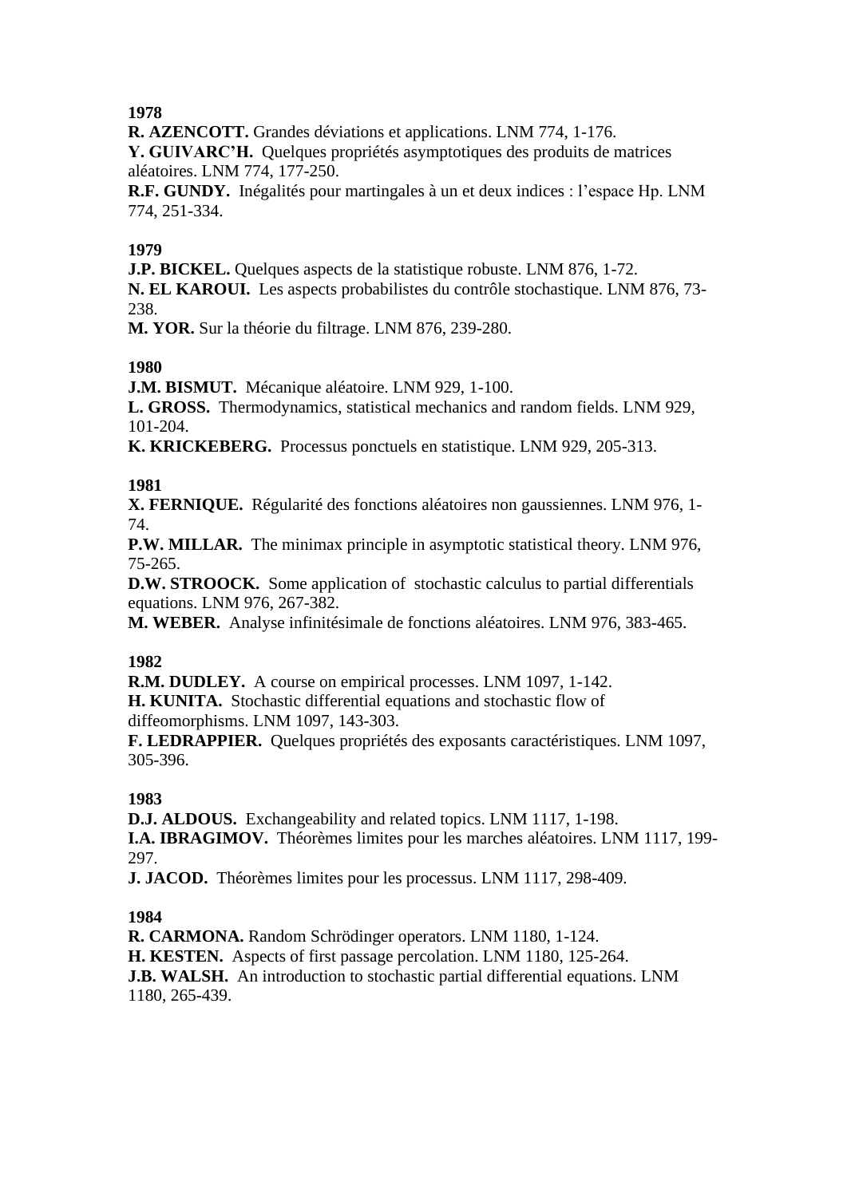**1978**

**R. AZENCOTT.** Grandes déviations et applications. LNM 774, 1-176.
**Y. GUIVARC'H.** Quelques propriétés asymptotiques des produits de matrices aléatoires. LNM 774, 177-250.
**R.F. GUNDY.** Inégalités pour martingales à un et deux indices : l'espace Hp. LNM 774, 251-334.

**1979**

**J.P. BICKEL.** Quelques aspects de la statistique robuste. LNM 876, 1-72.
**N. EL KAROUI.** Les aspects probabilistes du contrôle stochastique. LNM 876, 73-238.
**M. YOR.** Sur la théorie du filtrage. LNM 876, 239-280.

**1980**

**J.M. BISMUT.** Mécanique aléatoire. LNM 929, 1-100.
**L. GROSS.** Thermodynamics, statistical mechanics and random fields. LNM 929, 101-204.
**K. KRICKEBERG.** Processus ponctuels en statistique. LNM 929, 205-313.

**1981**

**X. FERNIQUE.** Régularité des fonctions aléatoires non gaussiennes. LNM 976, 1-74.
**P.W. MILLAR.** The minimax principle in asymptotic statistical theory. LNM 976, 75-265.
**D.W. STROOCK.** Some application of stochastic calculus to partial differentials equations. LNM 976, 267-382.
**M. WEBER.** Analyse infinitésimale de fonctions aléatoires. LNM 976, 383-465.

**1982**

**R.M. DUDLEY.** A course on empirical processes. LNM 1097, 1-142.
**H. KUNITA.** Stochastic differential equations and stochastic flow of diffeomorphisms. LNM 1097, 143-303.
**F. LEDRAPPIER.** Quelques propriétés des exposants caractéristiques. LNM 1097, 305-396.

**1983**

**D.J. ALDOUS.** Exchangeability and related topics. LNM 1117, 1-198.
**I.A. IBRAGIMOV.** Théorèmes limites pour les marches aléatoires. LNM 1117, 199-297.
**J. JACOD.** Théorèmes limites pour les processus. LNM 1117, 298-409.

**1984**

**R. CARMONA.** Random Schrödinger operators. LNM 1180, 1-124.
**H. KESTEN.** Aspects of first passage percolation. LNM 1180, 125-264.
**J.B. WALSH.** An introduction to stochastic partial differential equations. LNM 1180, 265-439.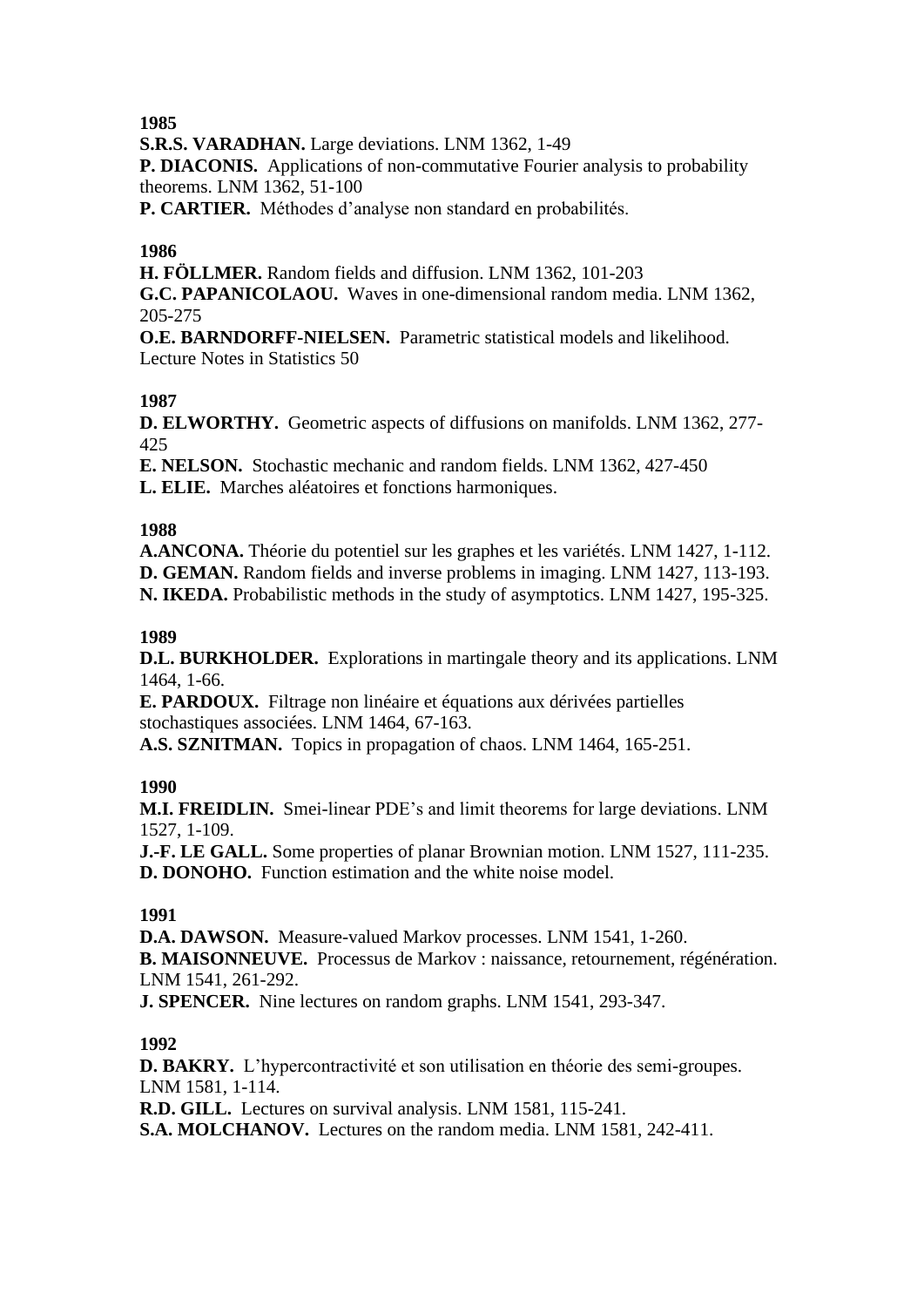**1985**
**S.R.S. VARADHAN.** Large deviations. LNM 1362, 1-49
**P. DIACONIS.** Applications of non-commutative Fourier analysis to probability theorems. LNM 1362, 51-100
**P. CARTIER.** Méthodes d'analyse non standard en probabilités.

**1986**
**H. FÖLLMER.** Random fields and diffusion. LNM 1362, 101-203
**G.C. PAPANICOLAOU.** Waves in one-dimensional random media. LNM 1362, 205-275
**O.E. BARNDORFF-NIELSEN.** Parametric statistical models and likelihood. Lecture Notes in Statistics 50

**1987**
**D. ELWORTHY.** Geometric aspects of diffusions on manifolds. LNM 1362, 277-425
**E. NELSON.** Stochastic mechanic and random fields. LNM 1362, 427-450
**L. ELIE.** Marches aléatoires et fonctions harmoniques.

**1988**
**A.ANCONA.** Théorie du potentiel sur les graphes et les variétés. LNM 1427, 1-112.
**D. GEMAN.** Random fields and inverse problems in imaging. LNM 1427, 113-193.
**N. IKEDA.** Probabilistic methods in the study of asymptotics. LNM 1427, 195-325.

**1989**
**D.L. BURKHOLDER.** Explorations in martingale theory and its applications. LNM 1464, 1-66.
**E. PARDOUX.** Filtrage non linéaire et équations aux dérivées partielles stochastiques associées. LNM 1464, 67-163.
**A.S. SZNITMAN.** Topics in propagation of chaos. LNM 1464, 165-251.

**1990**
**M.I. FREIDLIN.** Smei-linear PDE's and limit theorems for large deviations. LNM 1527, 1-109.
**J.-F. LE GALL.** Some properties of planar Brownian motion. LNM 1527, 111-235.
**D. DONOHO.** Function estimation and the white noise model.

**1991**
**D.A. DAWSON.** Measure-valued Markov processes. LNM 1541, 1-260.
**B. MAISONNEUVE.** Processus de Markov : naissance, retournement, régénération. LNM 1541, 261-292.
**J. SPENCER.** Nine lectures on random graphs. LNM 1541, 293-347.

**1992**
**D. BAKRY.** L'hypercontractivité et son utilisation en théorie des semi-groupes. LNM 1581, 1-114.
**R.D. GILL.** Lectures on survival analysis. LNM 1581, 115-241.
**S.A. MOLCHANOV.** Lectures on the random media. LNM 1581, 242-411.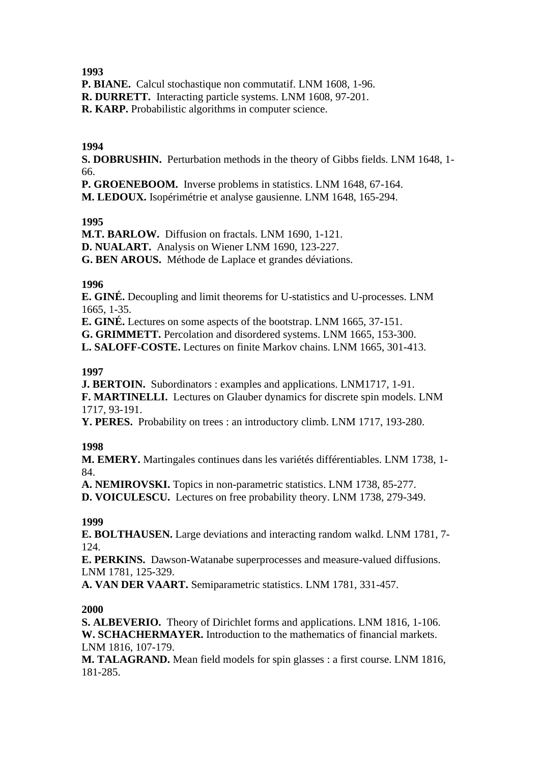**1993**

**P. BIANE.** Calcul stochastique non commutatif. LNM 1608, 1-96.
**R. DURRETT.** Interacting particle systems. LNM 1608, 97-201.
**R. KARP.** Probabilistic algorithms in computer science.

**1994**

**S. DOBRUSHIN.** Perturbation methods in the theory of Gibbs fields. LNM 1648, 1-66.
**P. GROENEBOOM.** Inverse problems in statistics. LNM 1648, 67-164.
**M. LEDOUX.** Isopérimétrie et analyse gausienne. LNM 1648, 165-294.

**1995**

**M.T. BARLOW.** Diffusion on fractals. LNM 1690, 1-121.
**D. NUALART.** Analysis on Wiener LNM 1690, 123-227.
**G. BEN AROUS.** Méthode de Laplace et grandes déviations.

**1996**

**E. GINÉ.** Decoupling and limit theorems for U-statistics and U-processes. LNM 1665, 1-35.
**E. GINÉ.** Lectures on some aspects of the bootstrap. LNM 1665, 37-151.
**G. GRIMMETT.** Percolation and disordered systems. LNM 1665, 153-300.
**L. SALOFF-COSTE.** Lectures on finite Markov chains. LNM 1665, 301-413.

**1997**

**J. BERTOIN.** Subordinators : examples and applications. LNM1717, 1-91.
**F. MARTINELLI.** Lectures on Glauber dynamics for discrete spin models. LNM 1717, 93-191.
**Y. PERES.** Probability on trees : an introductory climb. LNM 1717, 193-280.

**1998**

**M. EMERY.** Martingales continues dans les variétés différentiables. LNM 1738, 1-84.
**A. NEMIROVSKI.** Topics in non-parametric statistics. LNM 1738, 85-277.
**D. VOICULESCU.** Lectures on free probability theory. LNM 1738, 279-349.

**1999**

**E. BOLTHAUSEN.** Large deviations and interacting random walkd. LNM 1781, 7-124.
**E. PERKINS.** Dawson-Watanabe superprocesses and measure-valued diffusions. LNM 1781, 125-329.
**A. VAN DER VAART.** Semiparametric statistics. LNM 1781, 331-457.

**2000**

**S. ALBEVERIO.** Theory of Dirichlet forms and applications. LNM 1816, 1-106.
**W. SCHACHERMAYER.** Introduction to the mathematics of financial markets. LNM 1816, 107-179.
**M. TALAGRAND.** Mean field models for spin glasses : a first course. LNM 1816, 181-285.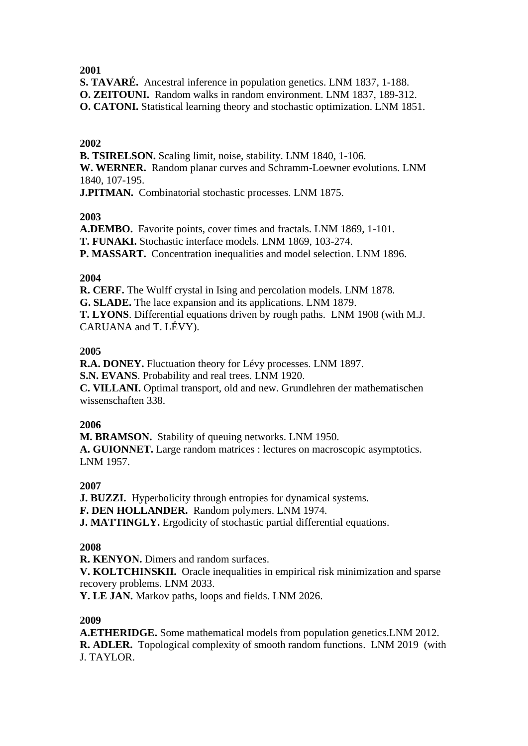**2001**
**S. TAVARÉ.** Ancestral inference in population genetics. LNM 1837, 1-188.
**O. ZEITOUNI.** Random walks in random environment. LNM 1837, 189-312.
**O. CATONI.** Statistical learning theory and stochastic optimization. LNM 1851.

**2002**
**B. TSIRELSON.** Scaling limit, noise, stability. LNM 1840, 1-106.
**W. WERNER.** Random planar curves and Schramm-Loewner evolutions. LNM 1840, 107-195.
**J.PITMAN.** Combinatorial stochastic processes. LNM 1875.

**2003**
**A.DEMBO.** Favorite points, cover times and fractals. LNM 1869, 1-101.
**T. FUNAKI.** Stochastic interface models. LNM 1869, 103-274.
**P. MASSART.** Concentration inequalities and model selection. LNM 1896.

**2004**
**R. CERF.** The Wulff crystal in Ising and percolation models. LNM 1878.
**G. SLADE.** The lace expansion and its applications. LNM 1879.
**T. LYONS**. Differential equations driven by rough paths. LNM 1908 (with M.J. CARUANA and T. LÉVY).

**2005**
**R.A. DONEY.** Fluctuation theory for Lévy processes. LNM 1897.
**S.N. EVANS**. Probability and real trees. LNM 1920.
**C. VILLANI.** Optimal transport, old and new. Grundlehren der mathematischen wissenschaften 338.

**2006**
**M. BRAMSON.** Stability of queuing networks. LNM 1950.
**A. GUIONNET.** Large random matrices : lectures on macroscopic asymptotics. LNM 1957.

**2007**
**J. BUZZI.** Hyperbolicity through entropies for dynamical systems.
**F. DEN HOLLANDER.** Random polymers. LNM 1974.
**J. MATTINGLY.** Ergodicity of stochastic partial differential equations.

**2008**
**R. KENYON.** Dimers and random surfaces.
**V. KOLTCHINSKII.** Oracle inequalities in empirical risk minimization and sparse recovery problems. LNM 2033.
**Y. LE JAN.** Markov paths, loops and fields. LNM 2026.

**2009**
**A.ETHERIDGE.** Some mathematical models from population genetics.LNM 2012.
**R. ADLER.** Topological complexity of smooth random functions. LNM 2019 (with J. TAYLOR.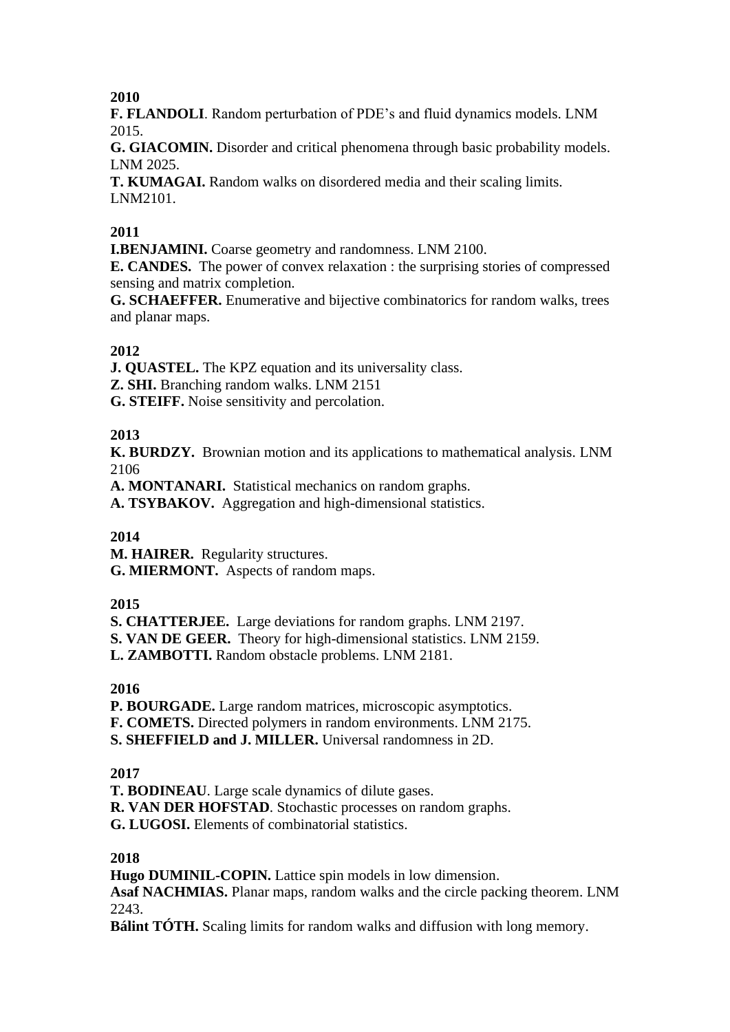**2010**

**F. FLANDOLI**. Random perturbation of PDE's and fluid dynamics models. LNM 2015.

**G. GIACOMIN.** Disorder and critical phenomena through basic probability models. LNM 2025.

**T. KUMAGAI.** Random walks on disordered media and their scaling limits. LNM2101.

**2011**

**I.BENJAMINI.** Coarse geometry and randomness. LNM 2100.

**E. CANDES.** The power of convex relaxation : the surprising stories of compressed sensing and matrix completion.

**G. SCHAEFFER.** Enumerative and bijective combinatorics for random walks, trees and planar maps.

**2012**

**J. QUASTEL.** The KPZ equation and its universality class.

**Z. SHI.** Branching random walks. LNM 2151

**G. STEIFF.** Noise sensitivity and percolation.

**2013**

**K. BURDZY.** Brownian motion and its applications to mathematical analysis. LNM 2106

**A. MONTANARI.** Statistical mechanics on random graphs.

**A. TSYBAKOV.** Aggregation and high-dimensional statistics.

**2014**

**M. HAIRER.** Regularity structures.

**G. MIERMONT.** Aspects of random maps.

**2015**

**S. CHATTERJEE.** Large deviations for random graphs. LNM 2197.

**S. VAN DE GEER.** Theory for high-dimensional statistics. LNM 2159.

**L. ZAMBOTTI.** Random obstacle problems. LNM 2181.

**2016**

**P. BOURGADE.** Large random matrices, microscopic asymptotics.

**F. COMETS.** Directed polymers in random environments. LNM 2175.

**S. SHEFFIELD and J. MILLER.** Universal randomness in 2D.

**2017**

**T. BODINEAU**. Large scale dynamics of dilute gases.

**R. VAN DER HOFSTAD**. Stochastic processes on random graphs.

**G. LUGOSI.** Elements of combinatorial statistics.

**2018**

**Hugo DUMINIL-COPIN.** Lattice spin models in low dimension.

**Asaf NACHMIAS.** Planar maps, random walks and the circle packing theorem. LNM 2243.

**Bálint TÓTH.** Scaling limits for random walks and diffusion with long memory.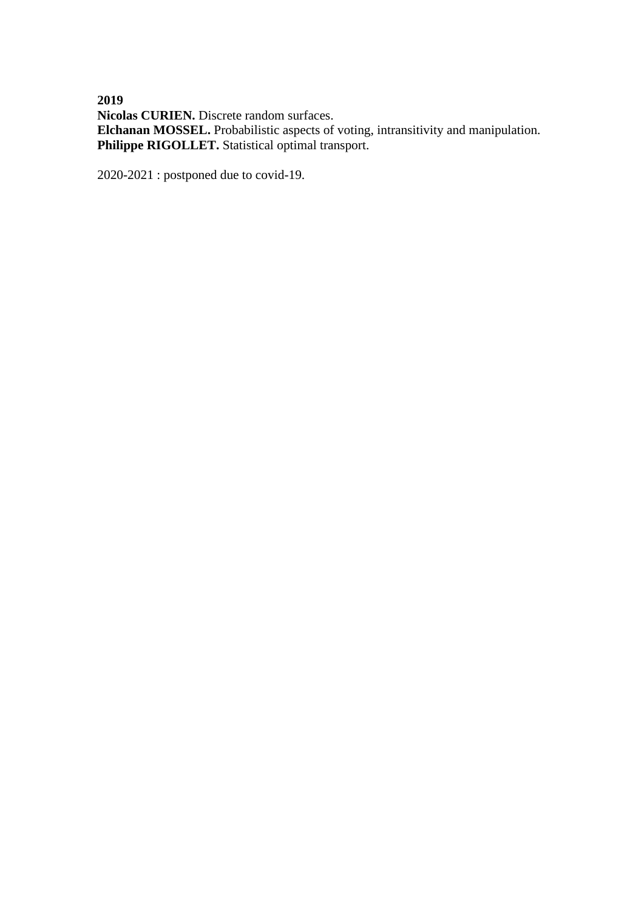**2019**
**Nicolas CURIEN.** Discrete random surfaces.
**Elchanan MOSSEL.** Probabilistic aspects of voting, intransitivity and manipulation.
**Philippe RIGOLLET.** Statistical optimal transport.

2020-2021 : postponed due to covid-19.